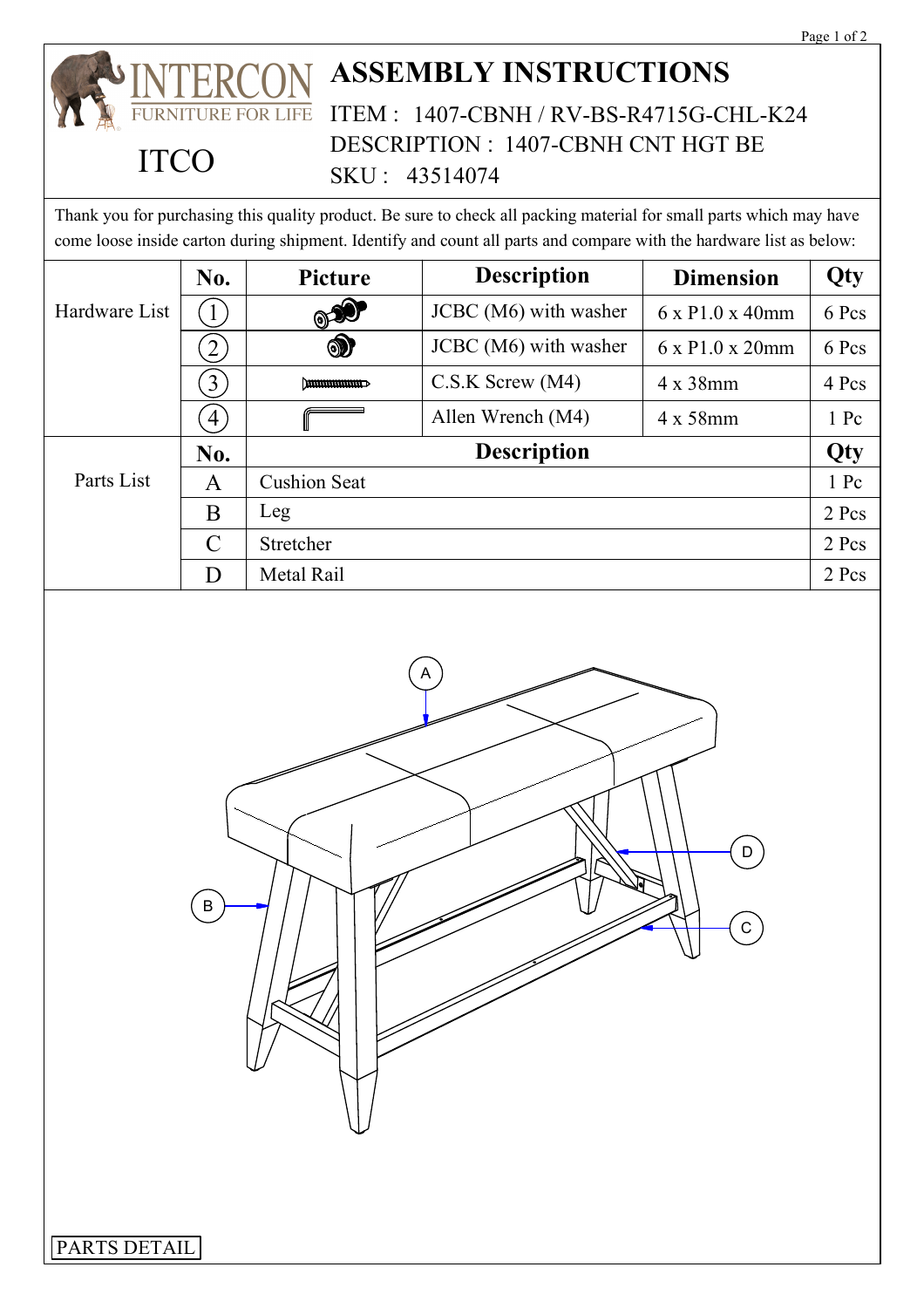INTERCON FURNITURE FOR LIFE

ITCO

# ASSEMBLY INSTRUCTIONS

ITEM : 1407-CBNH / RV-BS-R4715G-CHL-K24

DESCRIPTION : 1407-CBNH CNT HGT BE

SKU : 43514074

Thank you for purchasing this quality product. Be sure to check all packing material for small parts which may have come loose inside carton during shipment. Identify and count all parts and compare with the hardware list as below:

| | No. | Picture | Description | Dimension | Qty |
|---|---|---|---|---|---|
| Hardware List | 1 | | JCBC (M6) with washer | 6 x P1.0 x 40mm | 6 Pcs |
| | 2 | | JCBC (M6) with washer | 6 x P1.0 x 20mm | 6 Pcs |
| | 3 | | C.S.K Screw (M4) | 4 x 38mm | 4 Pcs |
| | 4 | | Allen Wrench (M4) | 4 x 58mm | 1 Pc |

| | No. | Description | Qty |
|---|---|---|---|
| Parts List | A | Cushion Seat | 1 Pc |
| | B | Leg | 2 Pcs |
| | C | Stretcher | 2 Pcs |
| | D | Metal Rail | 2 Pcs |

A

B

C

D

PARTS DETAIL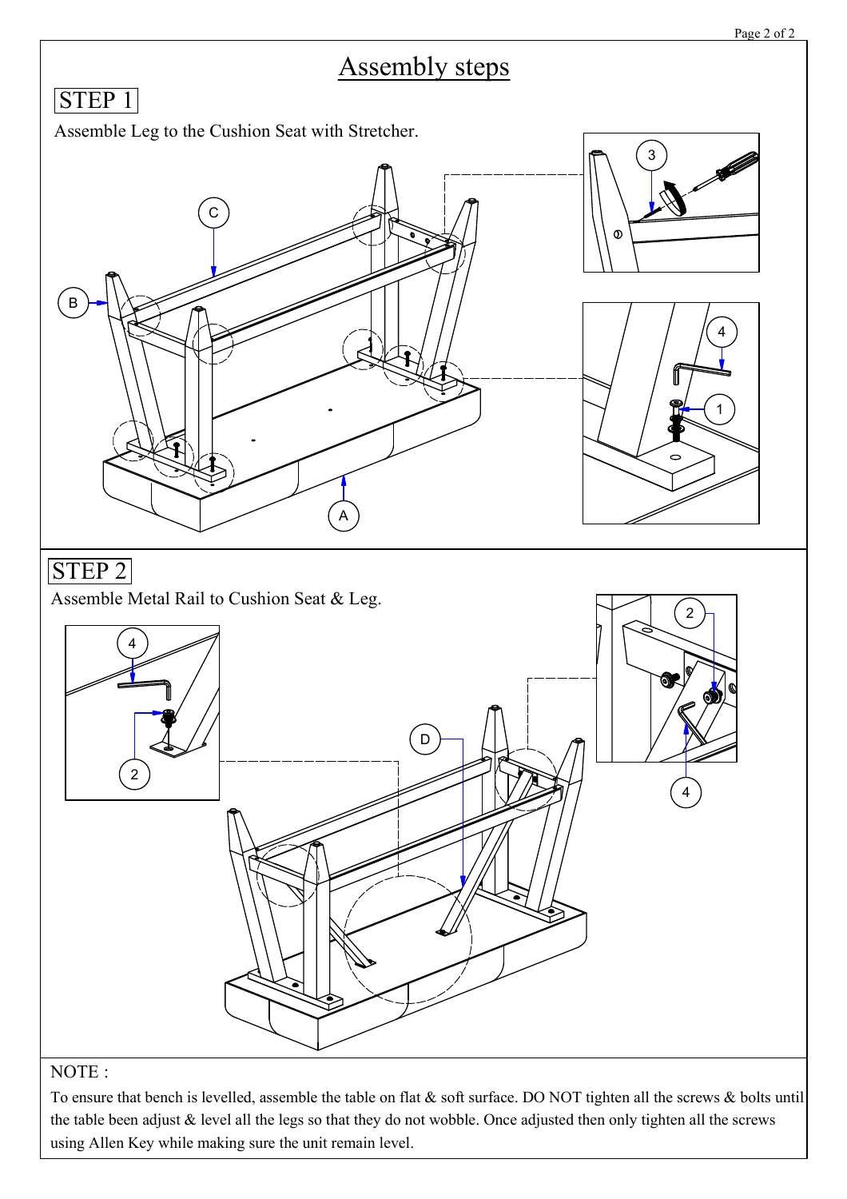# Assembly steps

## STEP 1

Assemble Leg to the Cushion Seat with Stretcher.

## STEP 2

Assemble Metal Rail to Cushion Seat & Leg.

NOTE :

To ensure that bench is levelled, assemble the table on flat & soft surface. DO NOT tighten all the screws & bolts until the table been adjust & level all the legs so that they do not wobble. Once adjusted then only tighten all the screws using Allen Key while making sure the unit remain level.